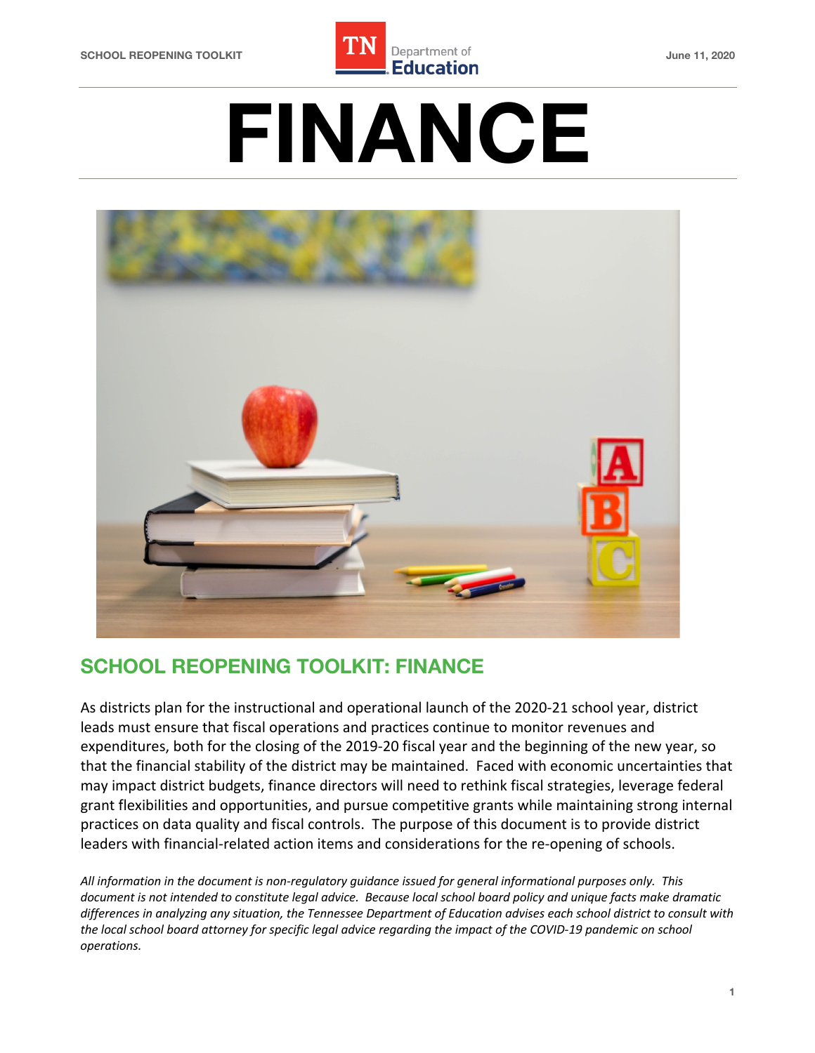# FINANCE

## SCHOOL REOPENING TOOLKIT: FINANCE

As districts plan for the instructional and operational launch of the 2020-21 school year, district leads must ensure that fiscal operations and practices continue to monitor revenues and expenditures, both for the closing of the 2019-20 fiscal year and the beginning of the new year, so that the financial stability of the district may be maintained. Faced with economic uncertainties that may impact district budgets, finance directors will need to rethink fiscal strategies, leverage federal grant flexibilities and opportunities, and pursue competitive grants while maintaining strong internal practices on data quality and fiscal controls. The purpose of this document is to provide district leaders with financial-related action items and considerations for the re-opening of schools.

*All information in the document is non-regulatory guidance issued for general informational purposes only. This document is not intended to constitute legal advice. Because local school board policy and unique facts make dramatic differences in analyzing any situation, the Tennessee Department of Education advises each school district to consult with the local school board attorney for specific legal advice regarding the impact of the COVID-19 pandemic on school operations.*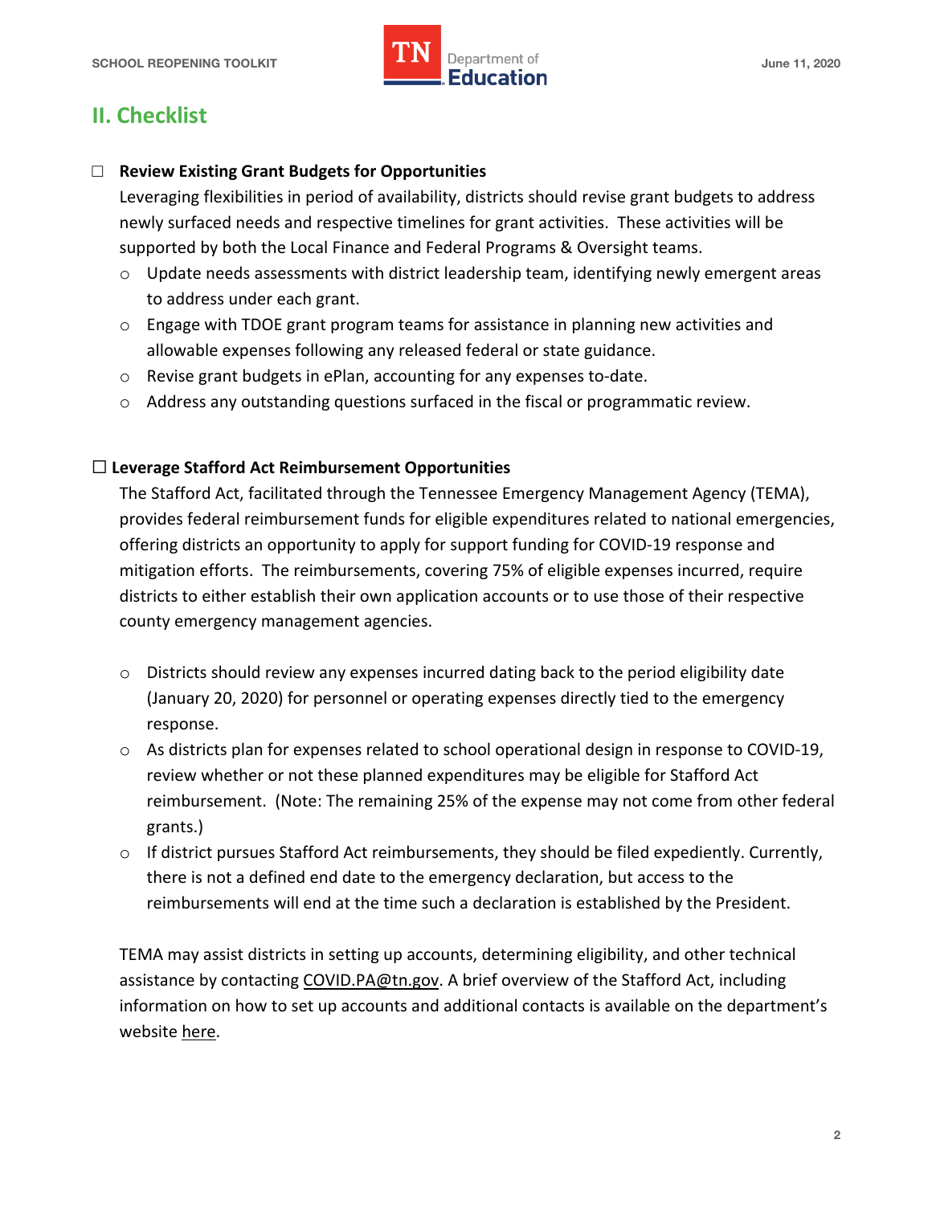## II. Checklist

☐ **Review Existing Grant Budgets for Opportunities**

Leveraging flexibilities in period of availability, districts should revise grant budgets to address newly surfaced needs and respective timelines for grant activities. These activities will be supported by both the Local Finance and Federal Programs & Oversight teams.

- Update needs assessments with district leadership team, identifying newly emergent areas to address under each grant.
- Engage with TDOE grant program teams for assistance in planning new activities and allowable expenses following any released federal or state guidance.
- Revise grant budgets in ePlan, accounting for any expenses to-date.
- Address any outstanding questions surfaced in the fiscal or programmatic review.

☐ **Leverage Stafford Act Reimbursement Opportunities**

The Stafford Act, facilitated through the Tennessee Emergency Management Agency (TEMA), provides federal reimbursement funds for eligible expenditures related to national emergencies, offering districts an opportunity to apply for support funding for COVID-19 response and mitigation efforts. The reimbursements, covering 75% of eligible expenses incurred, require districts to either establish their own application accounts or to use those of their respective county emergency management agencies.

- Districts should review any expenses incurred dating back to the period eligibility date (January 20, 2020) for personnel or operating expenses directly tied to the emergency response.
- As districts plan for expenses related to school operational design in response to COVID-19, review whether or not these planned expenditures may be eligible for Stafford Act reimbursement. (Note: The remaining 25% of the expense may not come from other federal grants.)
- If district pursues Stafford Act reimbursements, they should be filed expediently. Currently, there is not a defined end date to the emergency declaration, but access to the reimbursements will end at the time such a declaration is established by the President.

TEMA may assist districts in setting up accounts, determining eligibility, and other technical assistance by contacting COVID.PA@tn.gov. A brief overview of the Stafford Act, including information on how to set up accounts and additional contacts is available on the department's website here.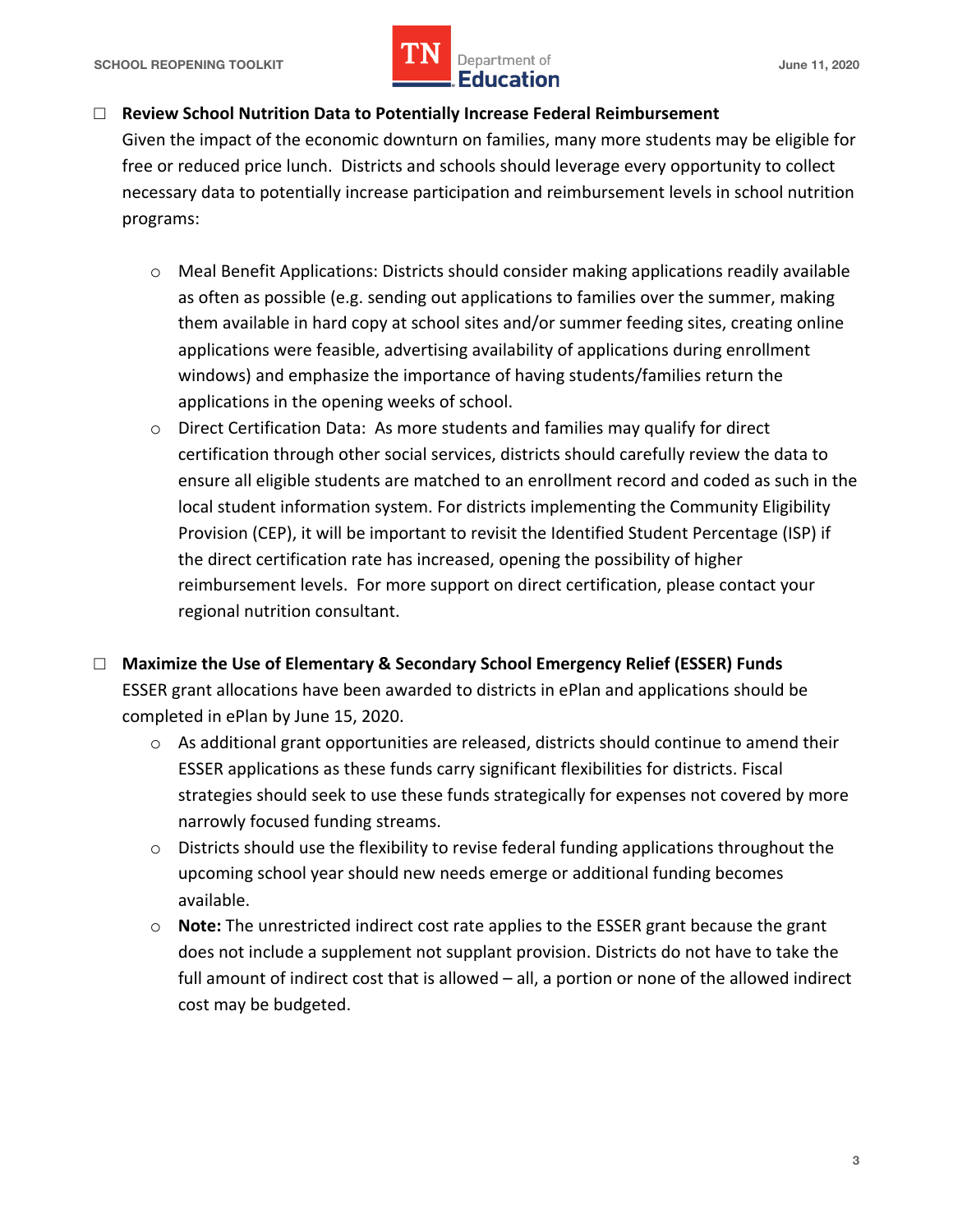- ☐ **Review School Nutrition Data to Potentially Increase Federal Reimbursement**

  Given the impact of the economic downturn on families, many more students may be eligible for free or reduced price lunch. Districts and schools should leverage every opportunity to collect necessary data to potentially increase participation and reimbursement levels in school nutrition programs:

  - Meal Benefit Applications: Districts should consider making applications readily available as often as possible (e.g. sending out applications to families over the summer, making them available in hard copy at school sites and/or summer feeding sites, creating online applications were feasible, advertising availability of applications during enrollment windows) and emphasize the importance of having students/families return the applications in the opening weeks of school.
  - Direct Certification Data: As more students and families may qualify for direct certification through other social services, districts should carefully review the data to ensure all eligible students are matched to an enrollment record and coded as such in the local student information system. For districts implementing the Community Eligibility Provision (CEP), it will be important to revisit the Identified Student Percentage (ISP) if the direct certification rate has increased, opening the possibility of higher reimbursement levels. For more support on direct certification, please contact your regional nutrition consultant.

- ☐ **Maximize the Use of Elementary & Secondary School Emergency Relief (ESSER) Funds**

  ESSER grant allocations have been awarded to districts in ePlan and applications should be completed in ePlan by June 15, 2020.

  - As additional grant opportunities are released, districts should continue to amend their ESSER applications as these funds carry significant flexibilities for districts. Fiscal strategies should seek to use these funds strategically for expenses not covered by more narrowly focused funding streams.
  - Districts should use the flexibility to revise federal funding applications throughout the upcoming school year should new needs emerge or additional funding becomes available.
  - **Note:** The unrestricted indirect cost rate applies to the ESSER grant because the grant does not include a supplement not supplant provision. Districts do not have to take the full amount of indirect cost that is allowed – all, a portion or none of the allowed indirect cost may be budgeted.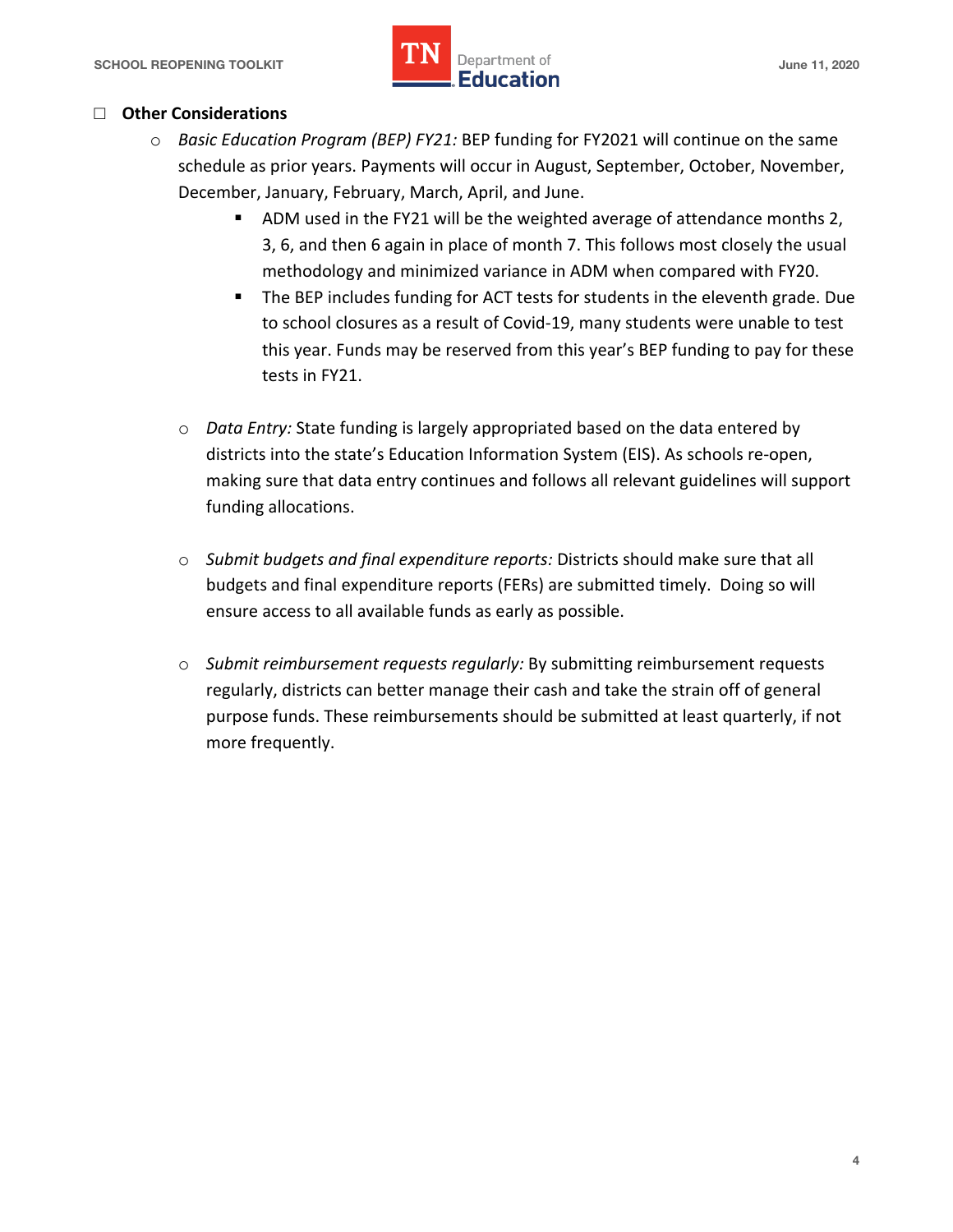- ☐ **Other Considerations**
  - *Basic Education Program (BEP) FY21:* BEP funding for FY2021 will continue on the same schedule as prior years. Payments will occur in August, September, October, November, December, January, February, March, April, and June.
    - ADM used in the FY21 will be the weighted average of attendance months 2, 3, 6, and then 6 again in place of month 7. This follows most closely the usual methodology and minimized variance in ADM when compared with FY20.
    - The BEP includes funding for ACT tests for students in the eleventh grade. Due to school closures as a result of Covid-19, many students were unable to test this year. Funds may be reserved from this year's BEP funding to pay for these tests in FY21.
  - *Data Entry:* State funding is largely appropriated based on the data entered by districts into the state's Education Information System (EIS). As schools re-open, making sure that data entry continues and follows all relevant guidelines will support funding allocations.
  - *Submit budgets and final expenditure reports:* Districts should make sure that all budgets and final expenditure reports (FERs) are submitted timely. Doing so will ensure access to all available funds as early as possible.
  - *Submit reimbursement requests regularly:* By submitting reimbursement requests regularly, districts can better manage their cash and take the strain off of general purpose funds. These reimbursements should be submitted at least quarterly, if not more frequently.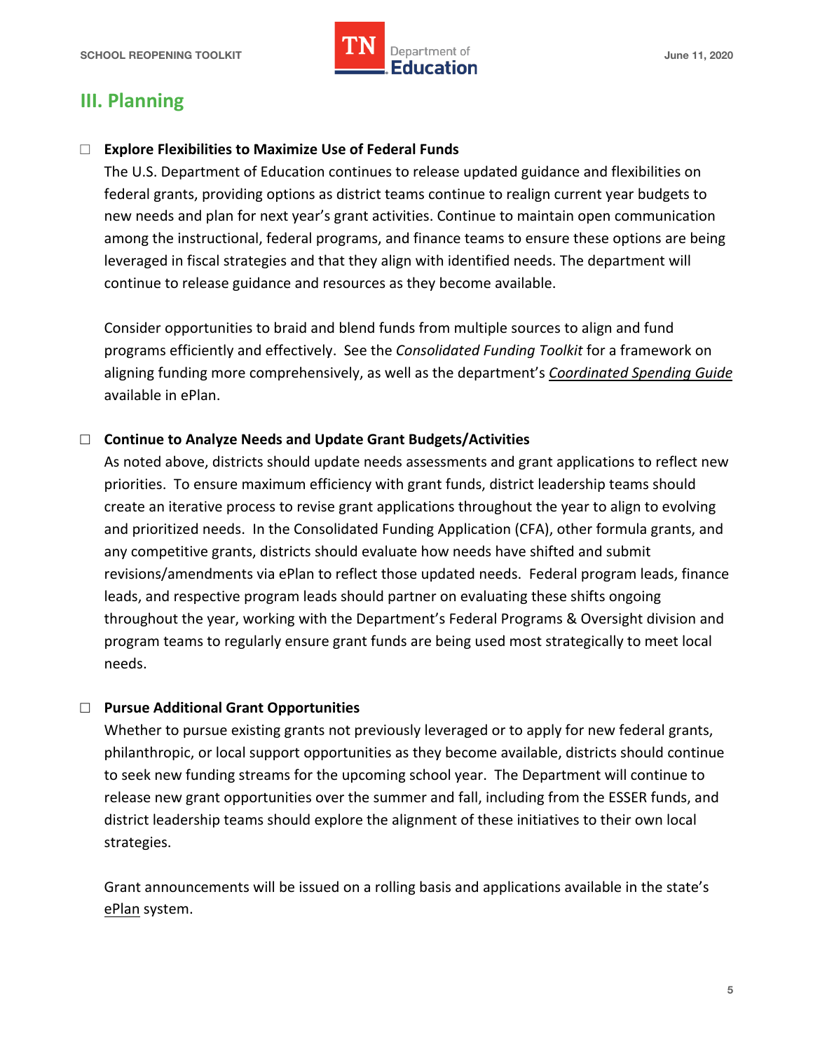## III. Planning

☐ **Explore Flexibilities to Maximize Use of Federal Funds**

The U.S. Department of Education continues to release updated guidance and flexibilities on federal grants, providing options as district teams continue to realign current year budgets to new needs and plan for next year's grant activities. Continue to maintain open communication among the instructional, federal programs, and finance teams to ensure these options are being leveraged in fiscal strategies and that they align with identified needs. The department will continue to release guidance and resources as they become available.

Consider opportunities to braid and blend funds from multiple sources to align and fund programs efficiently and effectively. See the *Consolidated Funding Toolkit* for a framework on aligning funding more comprehensively, as well as the department's *Coordinated Spending Guide* available in ePlan.

☐ **Continue to Analyze Needs and Update Grant Budgets/Activities**

As noted above, districts should update needs assessments and grant applications to reflect new priorities. To ensure maximum efficiency with grant funds, district leadership teams should create an iterative process to revise grant applications throughout the year to align to evolving and prioritized needs. In the Consolidated Funding Application (CFA), other formula grants, and any competitive grants, districts should evaluate how needs have shifted and submit revisions/amendments via ePlan to reflect those updated needs. Federal program leads, finance leads, and respective program leads should partner on evaluating these shifts ongoing throughout the year, working with the Department's Federal Programs & Oversight division and program teams to regularly ensure grant funds are being used most strategically to meet local needs.

☐ **Pursue Additional Grant Opportunities**

Whether to pursue existing grants not previously leveraged or to apply for new federal grants, philanthropic, or local support opportunities as they become available, districts should continue to seek new funding streams for the upcoming school year. The Department will continue to release new grant opportunities over the summer and fall, including from the ESSER funds, and district leadership teams should explore the alignment of these initiatives to their own local strategies.

Grant announcements will be issued on a rolling basis and applications available in the state's ePlan system.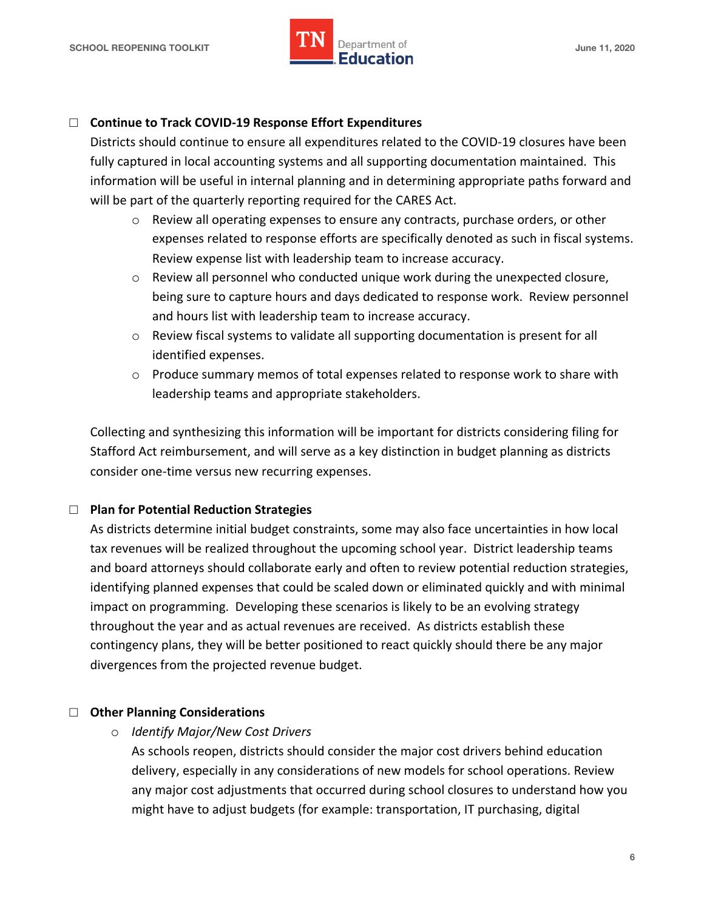- ☐ **Continue to Track COVID-19 Response Effort Expenditures**

  Districts should continue to ensure all expenditures related to the COVID-19 closures have been fully captured in local accounting systems and all supporting documentation maintained. This information will be useful in internal planning and in determining appropriate paths forward and will be part of the quarterly reporting required for the CARES Act.

  - Review all operating expenses to ensure any contracts, purchase orders, or other expenses related to response efforts are specifically denoted as such in fiscal systems. Review expense list with leadership team to increase accuracy.
  - Review all personnel who conducted unique work during the unexpected closure, being sure to capture hours and days dedicated to response work. Review personnel and hours list with leadership team to increase accuracy.
  - Review fiscal systems to validate all supporting documentation is present for all identified expenses.
  - Produce summary memos of total expenses related to response work to share with leadership teams and appropriate stakeholders.

  Collecting and synthesizing this information will be important for districts considering filing for Stafford Act reimbursement, and will serve as a key distinction in budget planning as districts consider one-time versus new recurring expenses.

- ☐ **Plan for Potential Reduction Strategies**

  As districts determine initial budget constraints, some may also face uncertainties in how local tax revenues will be realized throughout the upcoming school year. District leadership teams and board attorneys should collaborate early and often to review potential reduction strategies, identifying planned expenses that could be scaled down or eliminated quickly and with minimal impact on programming. Developing these scenarios is likely to be an evolving strategy throughout the year and as actual revenues are received. As districts establish these contingency plans, they will be better positioned to react quickly should there be any major divergences from the projected revenue budget.

- ☐ **Other Planning Considerations**

  - *Identify Major/New Cost Drivers*

    As schools reopen, districts should consider the major cost drivers behind education delivery, especially in any considerations of new models for school operations. Review any major cost adjustments that occurred during school closures to understand how you might have to adjust budgets (for example: transportation, IT purchasing, digital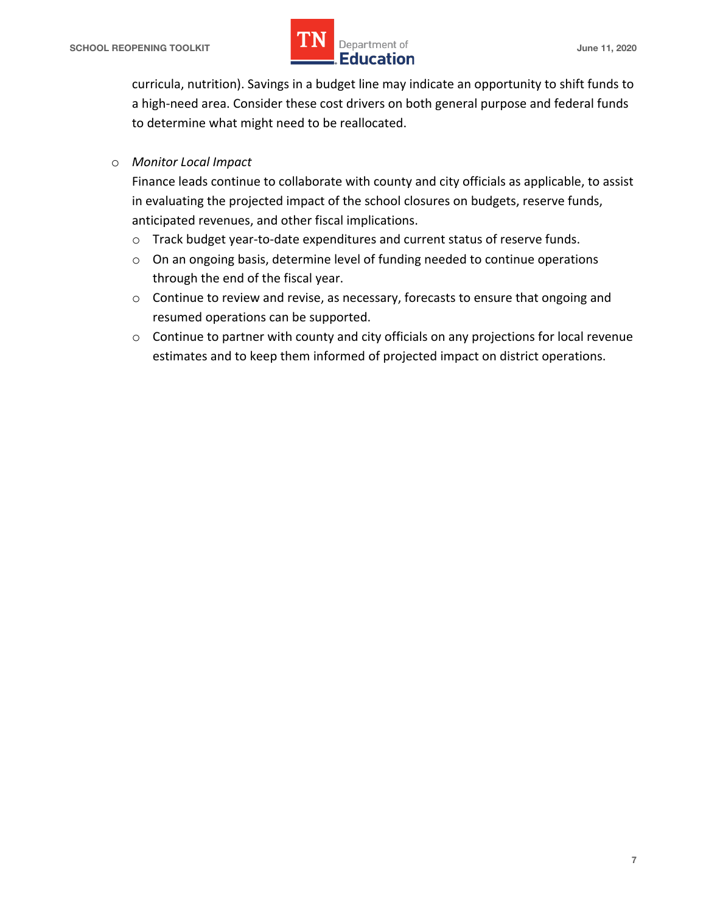curricula, nutrition). Savings in a budget line may indicate an opportunity to shift funds to a high-need area. Consider these cost drivers on both general purpose and federal funds to determine what might need to be reallocated.

- *Monitor Local Impact*

  Finance leads continue to collaborate with county and city officials as applicable, to assist in evaluating the projected impact of the school closures on budgets, reserve funds, anticipated revenues, and other fiscal implications.

  - Track budget year-to-date expenditures and current status of reserve funds.
  - On an ongoing basis, determine level of funding needed to continue operations through the end of the fiscal year.
  - Continue to review and revise, as necessary, forecasts to ensure that ongoing and resumed operations can be supported.
  - Continue to partner with county and city officials on any projections for local revenue estimates and to keep them informed of projected impact on district operations.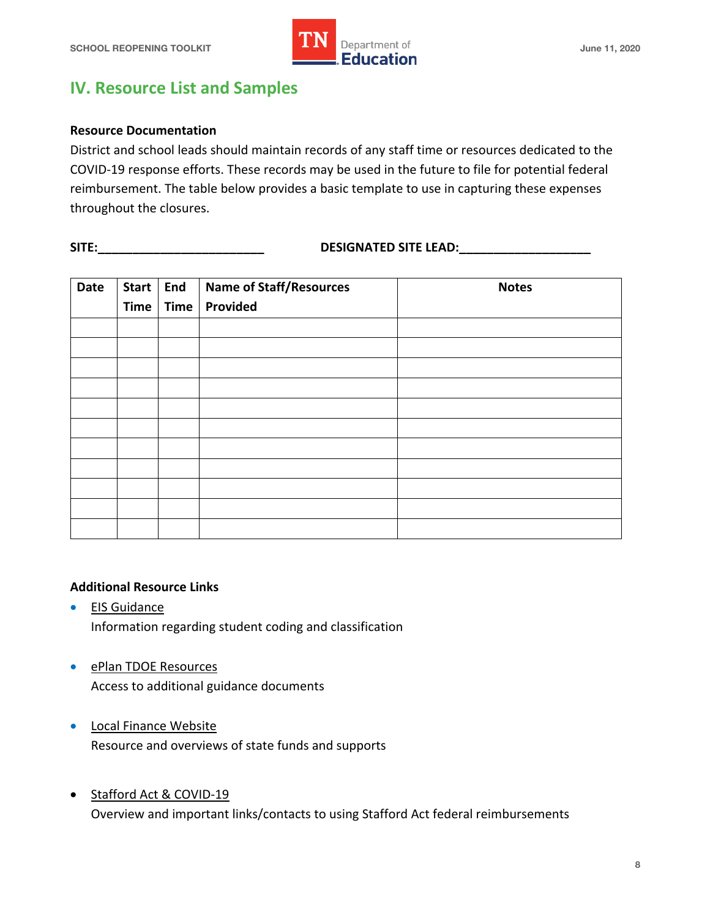## IV. Resource List and Samples

**Resource Documentation**

District and school leads should maintain records of any staff time or resources dedicated to the COVID-19 response efforts. These records may be used in the future to file for potential federal reimbursement. The table below provides a basic template to use in capturing these expenses throughout the closures.

**SITE:________________________** **DESIGNATED SITE LEAD:___________________**

| Date | Start Time | End Time | Name of Staff/Resources Provided | Notes |
|---|---|---|---|---|
| | | | | |
| | | | | |
| | | | | |
| | | | | |
| | | | | |
| | | | | |
| | | | | |
| | | | | |
| | | | | |
| | | | | |
| | | | | |

**Additional Resource Links**

- EIS Guidance
  Information regarding student coding and classification

- ePlan TDOE Resources
  Access to additional guidance documents

- Local Finance Website
  Resource and overviews of state funds and supports

- Stafford Act & COVID-19
  Overview and important links/contacts to using Stafford Act federal reimbursements